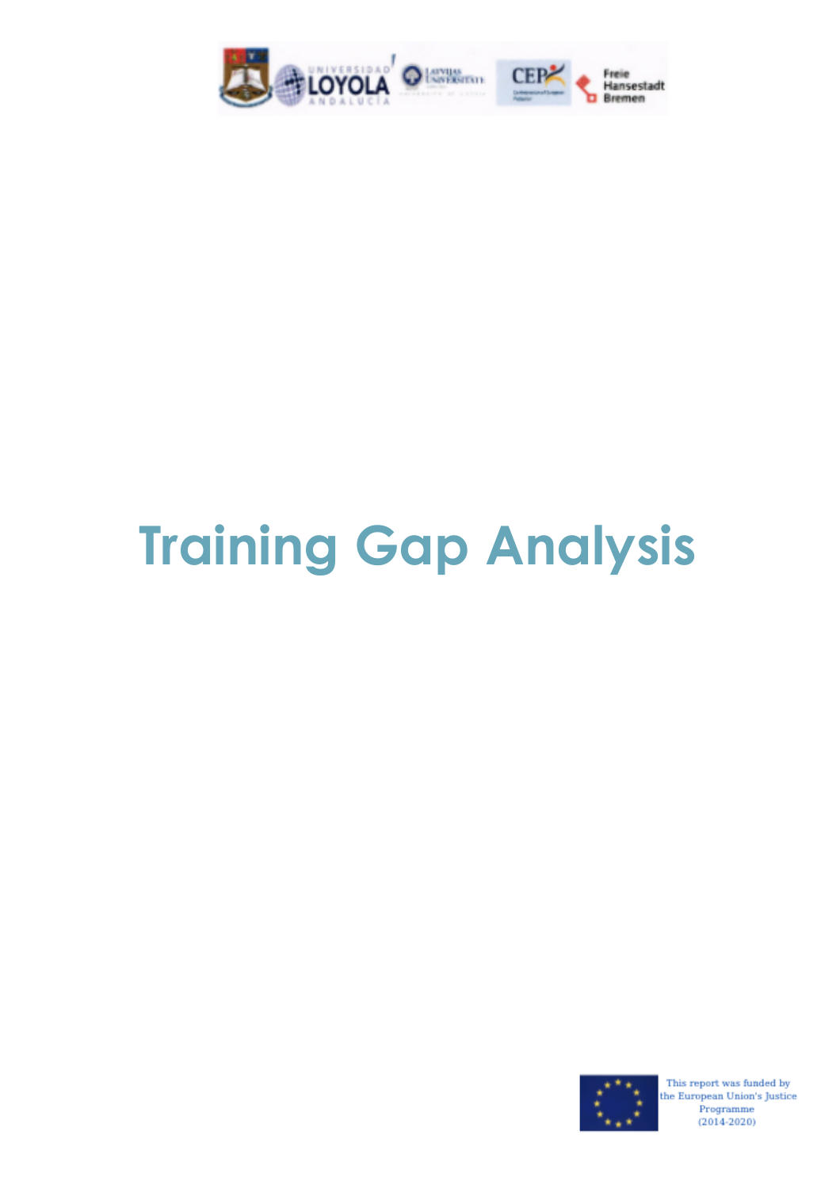# Training Gap Analysis

This report was funded by the European Union's Justice Programme (2014-2020)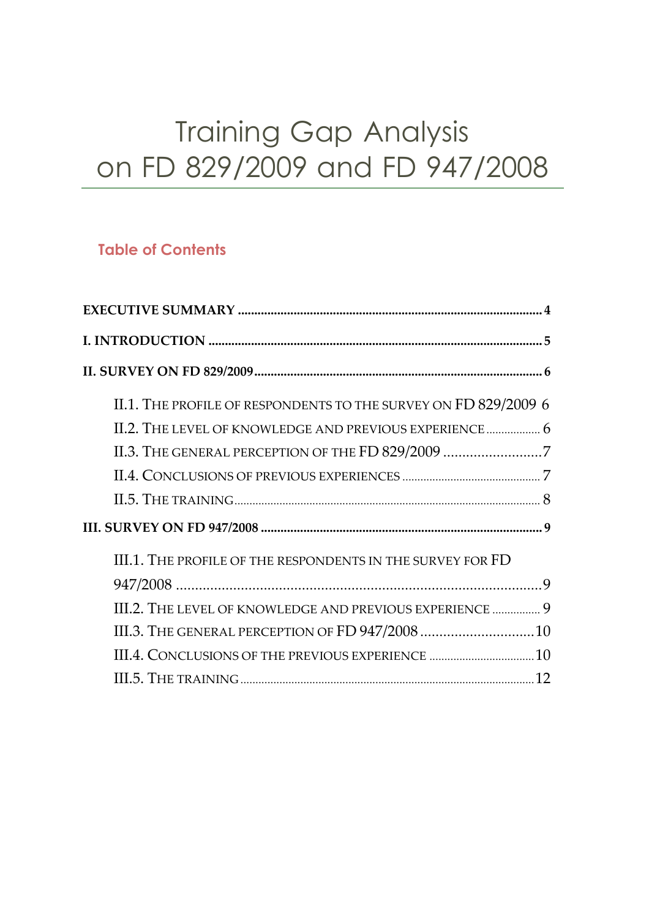# Training Gap Analysis on FD 829/2009 and FD 947/2008

## Table of Contents

**EXECUTIVE SUMMARY** ..... 4

**I. INTRODUCTION** ..... 5

**II. SURVEY ON FD 829/2009** ..... 6

- II.1. THE PROFILE OF RESPONDENTS TO THE SURVEY ON FD 829/2009 ..... 6
- II.2. THE LEVEL OF KNOWLEDGE AND PREVIOUS EXPERIENCE ..... 6
- II.3. THE GENERAL PERCEPTION OF THE FD 829/2009 ..... 7
- II.4. CONCLUSIONS OF PREVIOUS EXPERIENCES ..... 7
- II.5. THE TRAINING ..... 8

**III. SURVEY ON FD 947/2008** ..... 9

- III.1. THE PROFILE OF THE RESPONDENTS IN THE SURVEY FOR FD 947/2008 ..... 9
- III.2. THE LEVEL OF KNOWLEDGE AND PREVIOUS EXPERIENCE ..... 9
- III.3. THE GENERAL PERCEPTION OF FD 947/2008 ..... 10
- III.4. CONCLUSIONS OF THE PREVIOUS EXPERIENCE ..... 10
- III.5. THE TRAINING ..... 12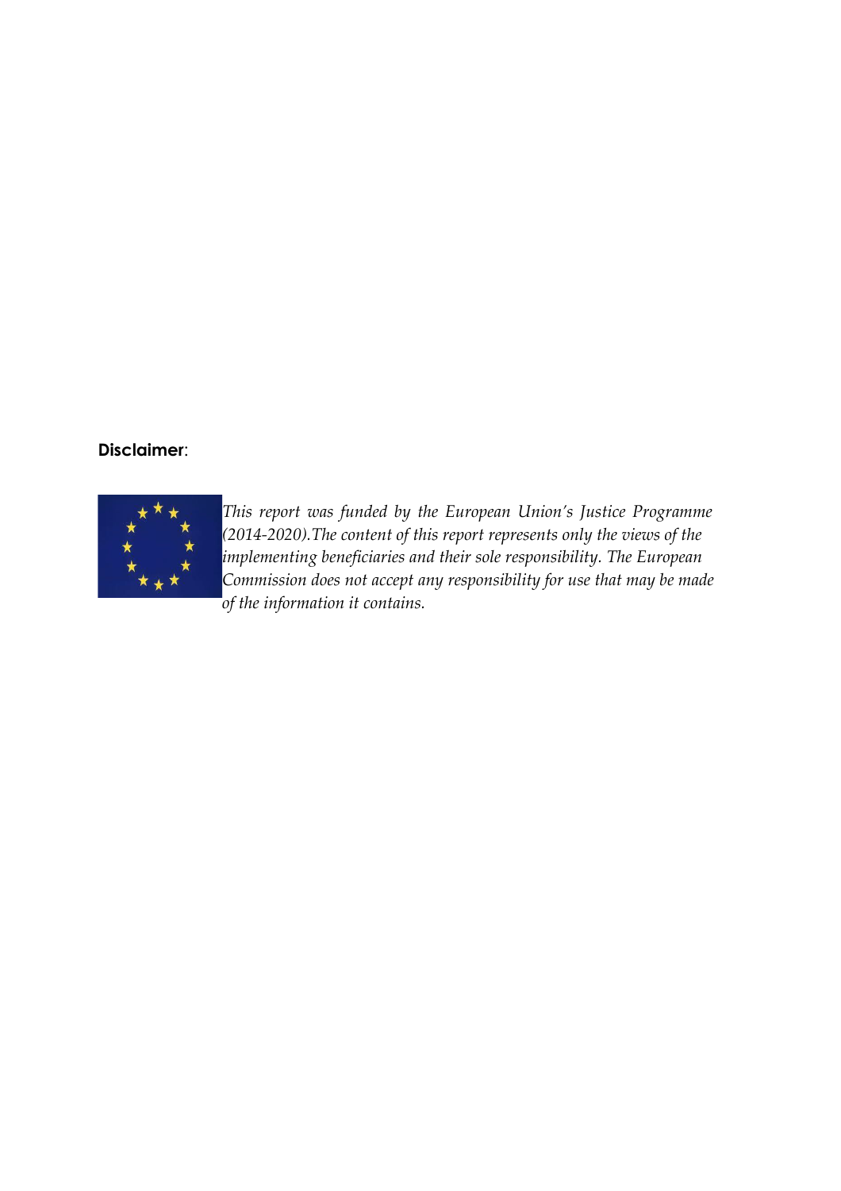**Disclaimer**:

*This report was funded by the European Union's Justice Programme (2014-2020).The content of this report represents only the views of the implementing beneficiaries and their sole responsibility. The European Commission does not accept any responsibility for use that may be made of the information it contains.*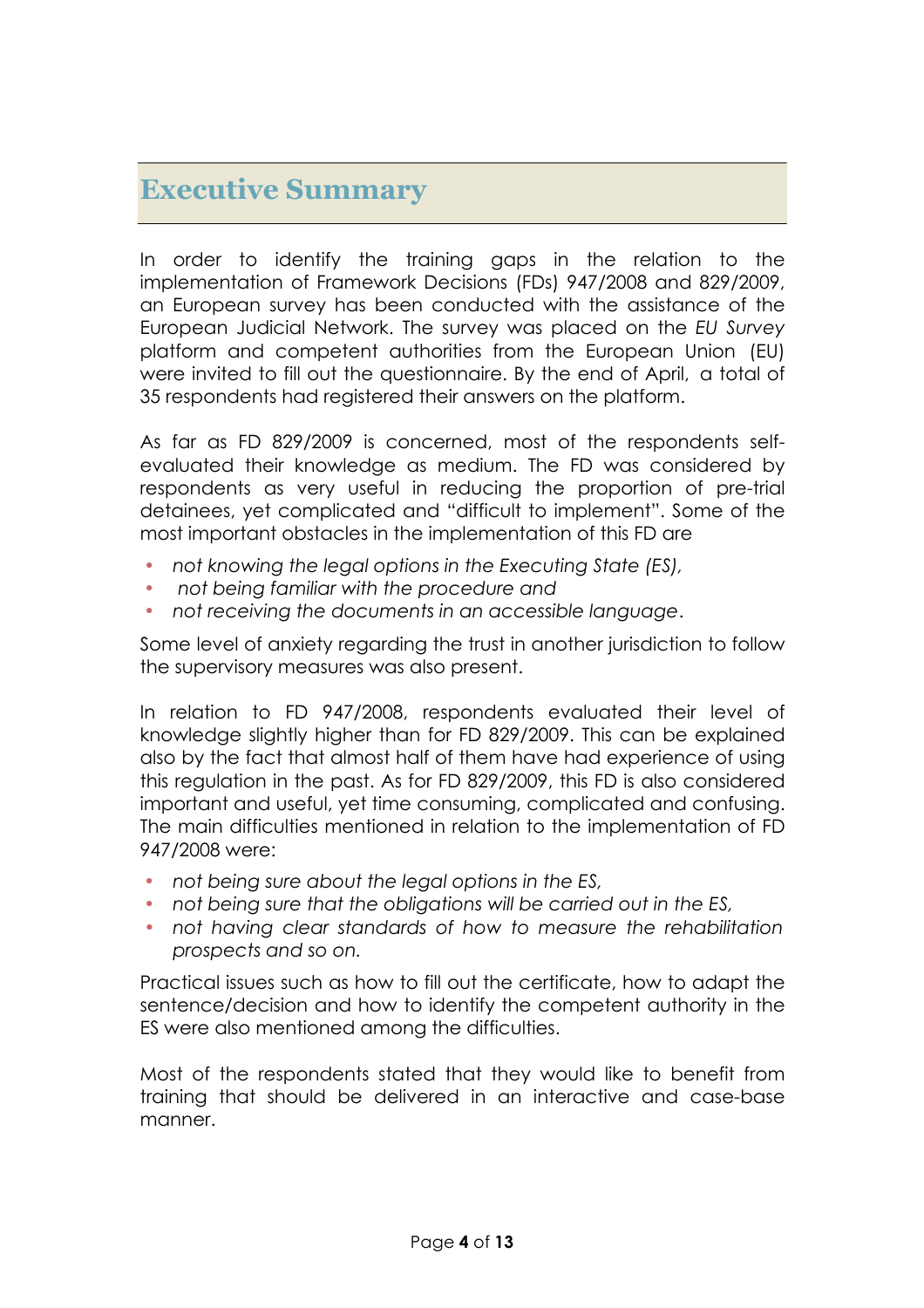# Executive Summary

In order to identify the training gaps in the relation to the implementation of Framework Decisions (FDs) 947/2008 and 829/2009, an European survey has been conducted with the assistance of the European Judicial Network. The survey was placed on the *EU Survey* platform and competent authorities from the European Union (EU) were invited to fill out the questionnaire. By the end of April, a total of 35 respondents had registered their answers on the platform.

As far as FD 829/2009 is concerned, most of the respondents self-evaluated their knowledge as medium. The FD was considered by respondents as very useful in reducing the proportion of pre-trial detainees, yet complicated and "difficult to implement". Some of the most important obstacles in the implementation of this FD are

- *not knowing the legal options in the Executing State (ES),*
- *not being familiar with the procedure and*
- *not receiving the documents in an accessible language*.

Some level of anxiety regarding the trust in another jurisdiction to follow the supervisory measures was also present.

In relation to FD 947/2008, respondents evaluated their level of knowledge slightly higher than for FD 829/2009. This can be explained also by the fact that almost half of them have had experience of using this regulation in the past. As for FD 829/2009, this FD is also considered important and useful, yet time consuming, complicated and confusing. The main difficulties mentioned in relation to the implementation of FD 947/2008 were:

- *not being sure about the legal options in the ES,*
- *not being sure that the obligations will be carried out in the ES,*
- *not having clear standards of how to measure the rehabilitation prospects and so on.*

Practical issues such as how to fill out the certificate, how to adapt the sentence/decision and how to identify the competent authority in the ES were also mentioned among the difficulties.

Most of the respondents stated that they would like to benefit from training that should be delivered in an interactive and case-base manner.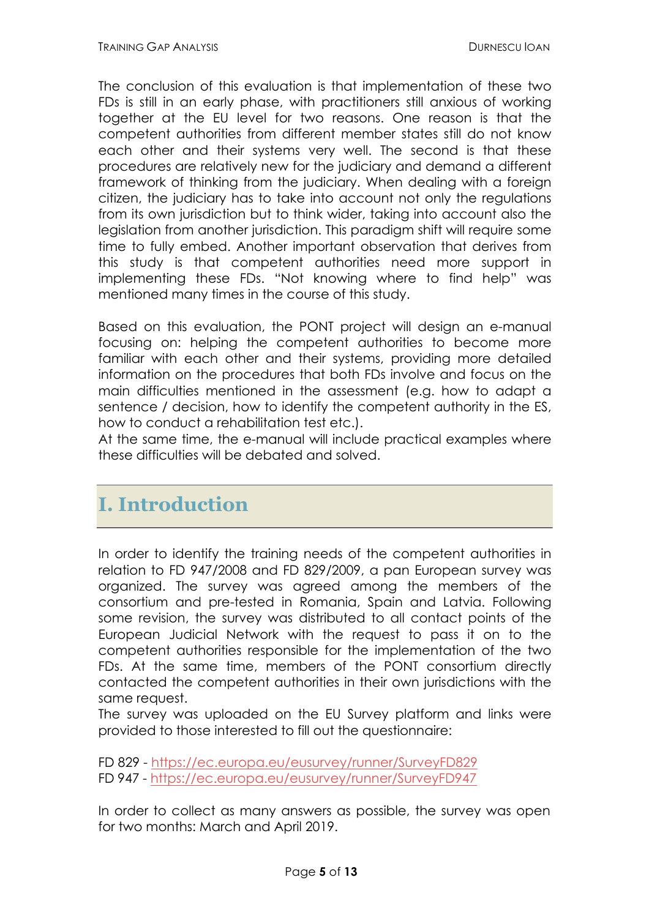The conclusion of this evaluation is that implementation of these two FDs is still in an early phase, with practitioners still anxious of working together at the EU level for two reasons. One reason is that the competent authorities from different member states still do not know each other and their systems very well. The second is that these procedures are relatively new for the judiciary and demand a different framework of thinking from the judiciary. When dealing with a foreign citizen, the judiciary has to take into account not only the regulations from its own jurisdiction but to think wider, taking into account also the legislation from another jurisdiction. This paradigm shift will require some time to fully embed. Another important observation that derives from this study is that competent authorities need more support in implementing these FDs. "Not knowing where to find help" was mentioned many times in the course of this study.

Based on this evaluation, the PONT project will design an e-manual focusing on: helping the competent authorities to become more familiar with each other and their systems, providing more detailed information on the procedures that both FDs involve and focus on the main difficulties mentioned in the assessment (e.g. how to adapt a sentence / decision, how to identify the competent authority in the ES, how to conduct a rehabilitation test etc.).
At the same time, the e-manual will include practical examples where these difficulties will be debated and solved.

# I. Introduction

In order to identify the training needs of the competent authorities in relation to FD 947/2008 and FD 829/2009, a pan European survey was organized. The survey was agreed among the members of the consortium and pre-tested in Romania, Spain and Latvia. Following some revision, the survey was distributed to all contact points of the European Judicial Network with the request to pass it on to the competent authorities responsible for the implementation of the two FDs. At the same time, members of the PONT consortium directly contacted the competent authorities in their own jurisdictions with the same request.
The survey was uploaded on the EU Survey platform and links were provided to those interested to fill out the questionnaire:

FD 829 - https://ec.europa.eu/eusurvey/runner/SurveyFD829
FD 947 - https://ec.europa.eu/eusurvey/runner/SurveyFD947

In order to collect as many answers as possible, the survey was open for two months: March and April 2019.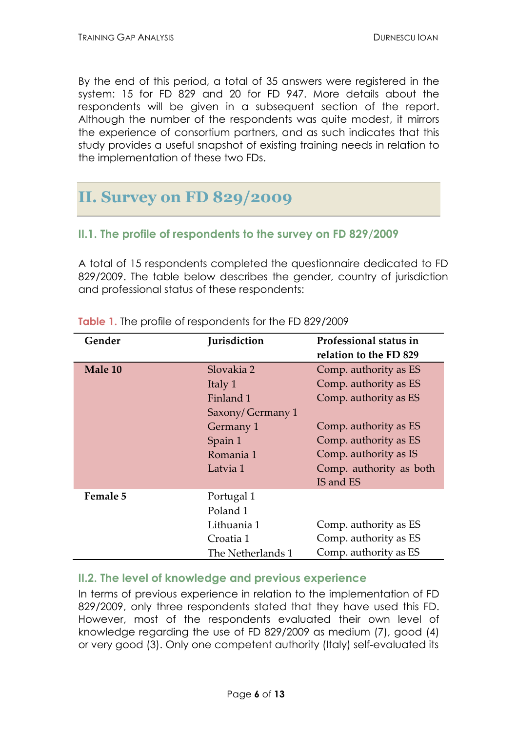By the end of this period, a total of 35 answers were registered in the system: 15 for FD 829 and 20 for FD 947. More details about the respondents will be given in a subsequent section of the report. Although the number of the respondents was quite modest, it mirrors the experience of consortium partners, and as such indicates that this study provides a useful snapshot of existing training needs in relation to the implementation of these two FDs.

# II. Survey on FD 829/2009

## II.1. The profile of respondents to the survey on FD 829/2009

A total of 15 respondents completed the questionnaire dedicated to FD 829/2009. The table below describes the gender, country of jurisdiction and professional status of these respondents:

Table 1. The profile of respondents for the FD 829/2009

| Gender | Jurisdiction | Professional status in relation to the FD 829 |
|---|---|---|
| **Male 10** | Slovakia 2 | Comp. authority as ES |
| | Italy 1 | Comp. authority as ES |
| | Finland 1 | Comp. authority as ES |
| | Saxony/ Germany 1 | |
| | Germany 1 | Comp. authority as ES |
| | Spain 1 | Comp. authority as ES |
| | Romania 1 | Comp. authority as IS |
| | Latvia 1 | Comp. authority as both IS and ES |
| **Female 5** | Portugal 1 | |
| | Poland 1 | |
| | Lithuania 1 | Comp. authority as ES |
| | Croatia 1 | Comp. authority as ES |
| | The Netherlands 1 | Comp. authority as ES |

## II.2. The level of knowledge and previous experience

In terms of previous experience in relation to the implementation of FD 829/2009, only three respondents stated that they have used this FD. However, most of the respondents evaluated their own level of knowledge regarding the use of FD 829/2009 as medium (7), good (4) or very good (3). Only one competent authority (Italy) self-evaluated its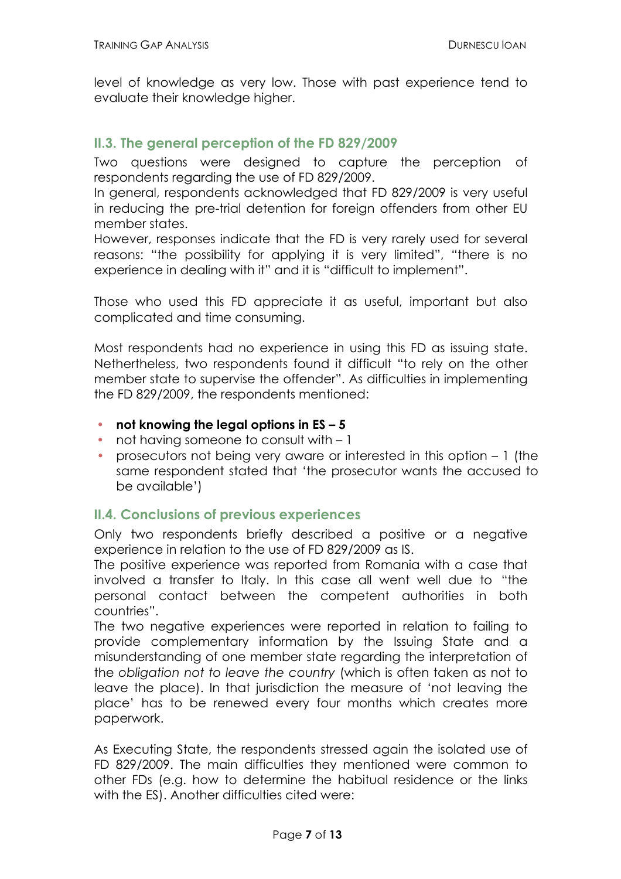level of knowledge as very low. Those with past experience tend to evaluate their knowledge higher.

### II.3. The general perception of the FD 829/2009

Two questions were designed to capture the perception of respondents regarding the use of FD 829/2009.

In general, respondents acknowledged that FD 829/2009 is very useful in reducing the pre-trial detention for foreign offenders from other EU member states.

However, responses indicate that the FD is very rarely used for several reasons: "the possibility for applying it is very limited", "there is no experience in dealing with it" and it is "difficult to implement".

Those who used this FD appreciate it as useful, important but also complicated and time consuming.

Most respondents had no experience in using this FD as issuing state. Nethertheless, two respondents found it difficult "to rely on the other member state to supervise the offender". As difficulties in implementing the FD 829/2009, the respondents mentioned:

- **not knowing the legal options in ES – 5**
- not having someone to consult with – 1
- prosecutors not being very aware or interested in this option – 1 (the same respondent stated that 'the prosecutor wants the accused to be available')

### II.4. Conclusions of previous experiences

Only two respondents briefly described a positive or a negative experience in relation to the use of FD 829/2009 as IS.

The positive experience was reported from Romania with a case that involved a transfer to Italy. In this case all went well due to "the personal contact between the competent authorities in both countries".

The two negative experiences were reported in relation to failing to provide complementary information by the Issuing State and a misunderstanding of one member state regarding the interpretation of the *obligation not to leave the country* (which is often taken as not to leave the place). In that jurisdiction the measure of 'not leaving the place' has to be renewed every four months which creates more paperwork.

As Executing State, the respondents stressed again the isolated use of FD 829/2009. The main difficulties they mentioned were common to other FDs (e.g. how to determine the habitual residence or the links with the ES). Another difficulties cited were: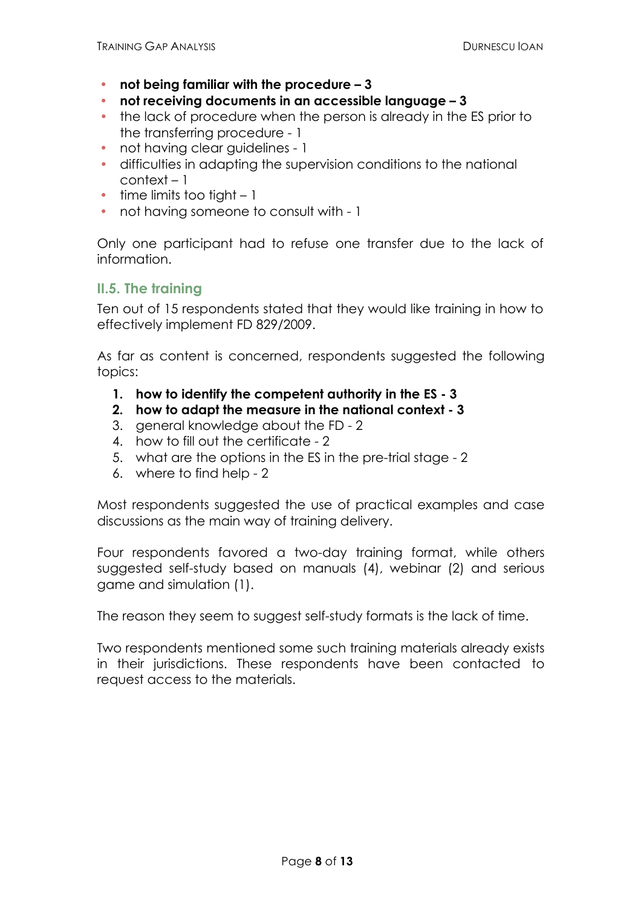- **not being familiar with the procedure – 3**
- **not receiving documents in an accessible language – 3**
- the lack of procedure when the person is already in the ES prior to the transferring procedure - 1
- not having clear guidelines - 1
- difficulties in adapting the supervision conditions to the national context – 1
- time limits too tight – 1
- not having someone to consult with - 1

Only one participant had to refuse one transfer due to the lack of information.

### II.5. The training

Ten out of 15 respondents stated that they would like training in how to effectively implement FD 829/2009.

As far as content is concerned, respondents suggested the following topics:

1. **how to identify the competent authority in the ES - 3**
2. **how to adapt the measure in the national context - 3**
3. general knowledge about the FD - 2
4. how to fill out the certificate - 2
5. what are the options in the ES in the pre-trial stage - 2
6. where to find help - 2

Most respondents suggested the use of practical examples and case discussions as the main way of training delivery.

Four respondents favored a two-day training format, while others suggested self-study based on manuals (4), webinar (2) and serious game and simulation (1).

The reason they seem to suggest self-study formats is the lack of time.

Two respondents mentioned some such training materials already exists in their jurisdictions. These respondents have been contacted to request access to the materials.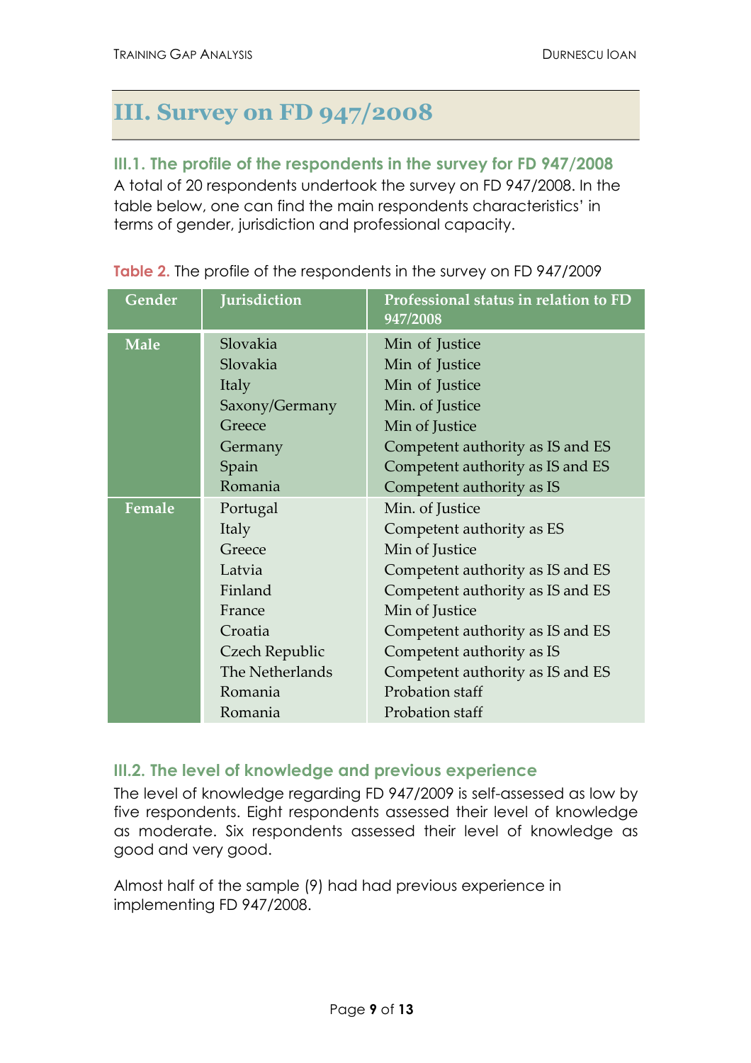# III. Survey on FD 947/2008

## III.1. The profile of the respondents in the survey for FD 947/2008

A total of 20 respondents undertook the survey on FD 947/2008. In the table below, one can find the main respondents characteristics' in terms of gender, jurisdiction and professional capacity.

**Table 2.** The profile of the respondents in the survey on FD 947/2009

| Gender | Jurisdiction | Professional status in relation to FD 947/2008 |
|---|---|---|
| Male | Slovakia | Min of Justice |
| | Slovakia | Min of Justice |
| | Italy | Min of Justice |
| | Saxony/Germany | Min. of Justice |
| | Greece | Min of Justice |
| | Germany | Competent authority as IS and ES |
| | Spain | Competent authority as IS and ES |
| | Romania | Competent authority as IS |
| Female | Portugal | Min. of Justice |
| | Italy | Competent authority as ES |
| | Greece | Min of Justice |
| | Latvia | Competent authority as IS and ES |
| | Finland | Competent authority as IS and ES |
| | France | Min of Justice |
| | Croatia | Competent authority as IS and ES |
| | Czech Republic | Competent authority as IS |
| | The Netherlands | Competent authority as IS and ES |
| | Romania | Probation staff |
| | Romania | Probation staff |

## III.2. The level of knowledge and previous experience

The level of knowledge regarding FD 947/2009 is self-assessed as low by five respondents. Eight respondents assessed their level of knowledge as moderate. Six respondents assessed their level of knowledge as good and very good.

Almost half of the sample (9) had had previous experience in implementing FD 947/2008.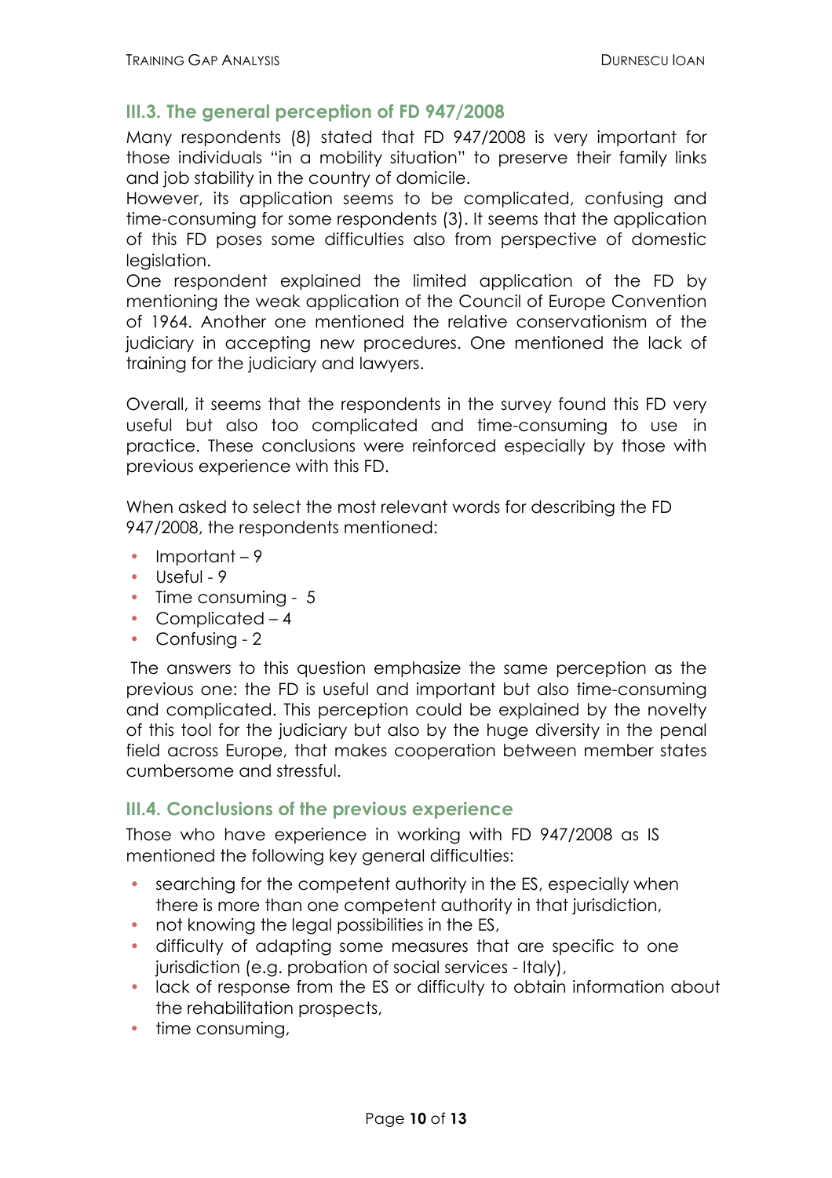### III.3. The general perception of FD 947/2008

Many respondents (8) stated that FD 947/2008 is very important for those individuals "in a mobility situation" to preserve their family links and job stability in the country of domicile.

However, its application seems to be complicated, confusing and time-consuming for some respondents (3). It seems that the application of this FD poses some difficulties also from perspective of domestic legislation.

One respondent explained the limited application of the FD by mentioning the weak application of the Council of Europe Convention of 1964. Another one mentioned the relative conservationism of the judiciary in accepting new procedures. One mentioned the lack of training for the judiciary and lawyers.

Overall, it seems that the respondents in the survey found this FD very useful but also too complicated and time-consuming to use in practice. These conclusions were reinforced especially by those with previous experience with this FD.

When asked to select the most relevant words for describing the FD 947/2008, the respondents mentioned:

- Important – 9
- Useful - 9
- Time consuming - 5
- Complicated – 4
- Confusing - 2

The answers to this question emphasize the same perception as the previous one: the FD is useful and important but also time-consuming and complicated. This perception could be explained by the novelty of this tool for the judiciary but also by the huge diversity in the penal field across Europe, that makes cooperation between member states cumbersome and stressful.

### III.4. Conclusions of the previous experience

Those who have experience in working with FD 947/2008 as IS mentioned the following key general difficulties:

- searching for the competent authority in the ES, especially when there is more than one competent authority in that jurisdiction,
- not knowing the legal possibilities in the ES,
- difficulty of adapting some measures that are specific to one jurisdiction (e.g. probation of social services - Italy),
- lack of response from the ES or difficulty to obtain information about the rehabilitation prospects,
- time consuming,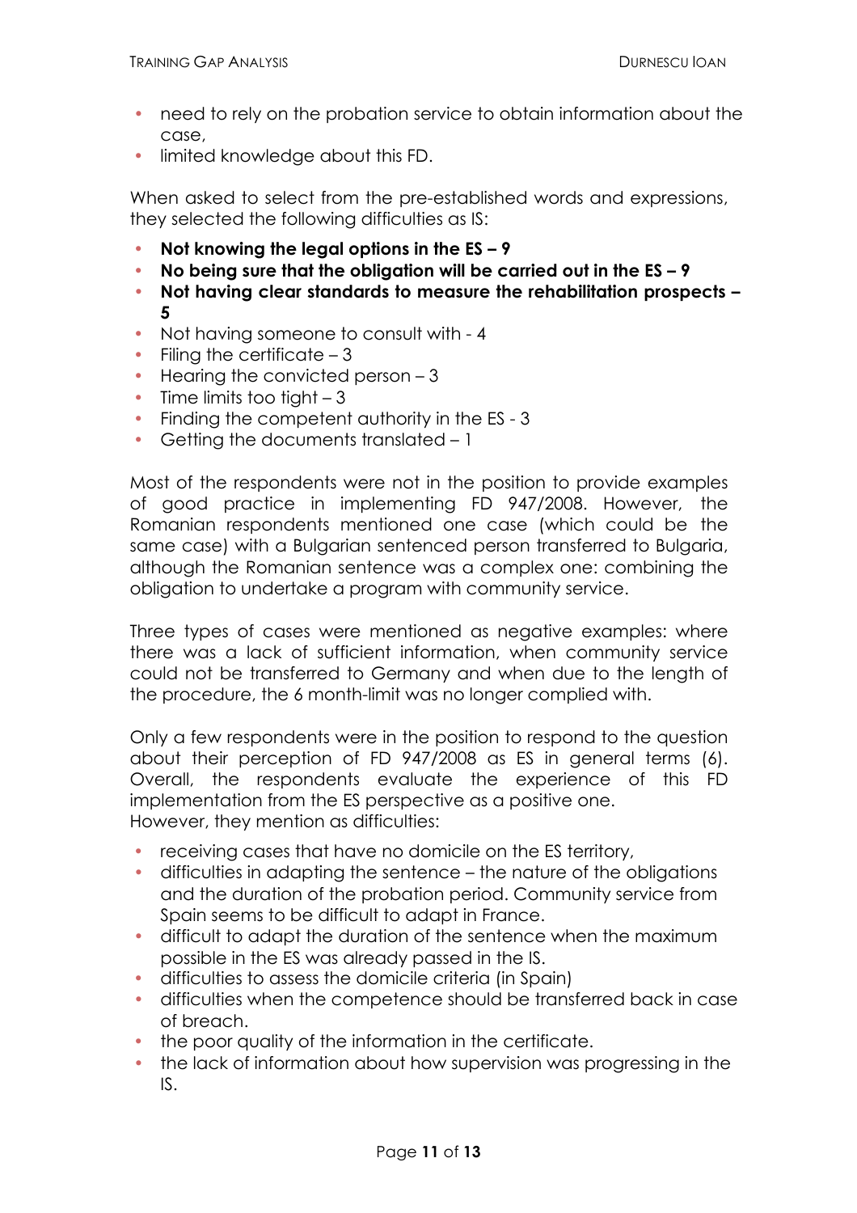- need to rely on the probation service to obtain information about the case,
- limited knowledge about this FD.

When asked to select from the pre-established words and expressions, they selected the following difficulties as IS:

- **Not knowing the legal options in the ES – 9**
- **No being sure that the obligation will be carried out in the ES – 9**
- **Not having clear standards to measure the rehabilitation prospects – 5**
- Not having someone to consult with - 4
- Filing the certificate – 3
- Hearing the convicted person – 3
- Time limits too tight – 3
- Finding the competent authority in the ES - 3
- Getting the documents translated – 1

Most of the respondents were not in the position to provide examples of good practice in implementing FD 947/2008. However, the Romanian respondents mentioned one case (which could be the same case) with a Bulgarian sentenced person transferred to Bulgaria, although the Romanian sentence was a complex one: combining the obligation to undertake a program with community service.

Three types of cases were mentioned as negative examples: where there was a lack of sufficient information, when community service could not be transferred to Germany and when due to the length of the procedure, the 6 month-limit was no longer complied with.

Only a few respondents were in the position to respond to the question about their perception of FD 947/2008 as ES in general terms (6). Overall, the respondents evaluate the experience of this FD implementation from the ES perspective as a positive one.
However, they mention as difficulties:

- receiving cases that have no domicile on the ES territory,
- difficulties in adapting the sentence – the nature of the obligations and the duration of the probation period. Community service from Spain seems to be difficult to adapt in France.
- difficult to adapt the duration of the sentence when the maximum possible in the ES was already passed in the IS.
- difficulties to assess the domicile criteria (in Spain)
- difficulties when the competence should be transferred back in case of breach.
- the poor quality of the information in the certificate.
- the lack of information about how supervision was progressing in the IS.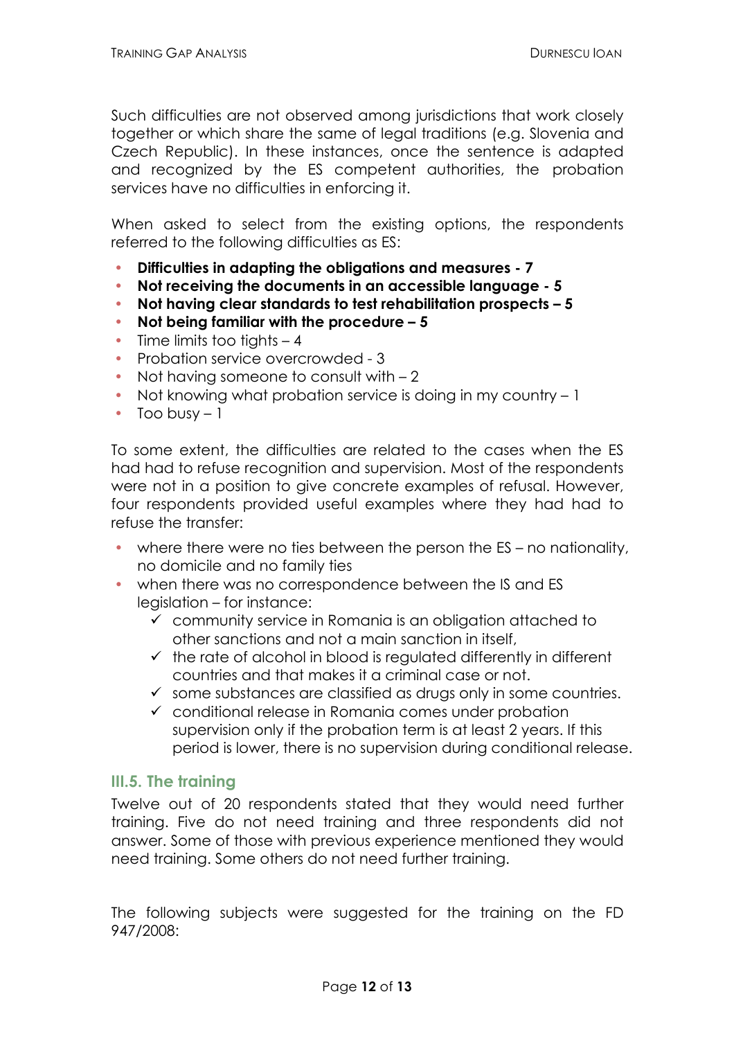Such difficulties are not observed among jurisdictions that work closely together or which share the same of legal traditions (e.g. Slovenia and Czech Republic). In these instances, once the sentence is adapted and recognized by the ES competent authorities, the probation services have no difficulties in enforcing it.

When asked to select from the existing options, the respondents referred to the following difficulties as ES:

- **Difficulties in adapting the obligations and measures - 7**
- **Not receiving the documents in an accessible language - 5**
- **Not having clear standards to test rehabilitation prospects – 5**
- **Not being familiar with the procedure – 5**
- Time limits too tights – 4
- Probation service overcrowded - 3
- Not having someone to consult with – 2
- Not knowing what probation service is doing in my country – 1
- Too busy – 1

To some extent, the difficulties are related to the cases when the ES had had to refuse recognition and supervision. Most of the respondents were not in a position to give concrete examples of refusal. However, four respondents provided useful examples where they had had to refuse the transfer:

- where there were no ties between the person the ES – no nationality, no domicile and no family ties
- when there was no correspondence between the IS and ES legislation – for instance:
  - ✓ community service in Romania is an obligation attached to other sanctions and not a main sanction in itself,
  - ✓ the rate of alcohol in blood is regulated differently in different countries and that makes it a criminal case or not.
  - ✓ some substances are classified as drugs only in some countries.
  - ✓ conditional release in Romania comes under probation supervision only if the probation term is at least 2 years. If this period is lower, there is no supervision during conditional release.

### III.5. The training

Twelve out of 20 respondents stated that they would need further training. Five do not need training and three respondents did not answer. Some of those with previous experience mentioned they would need training. Some others do not need further training.

The following subjects were suggested for the training on the FD 947/2008: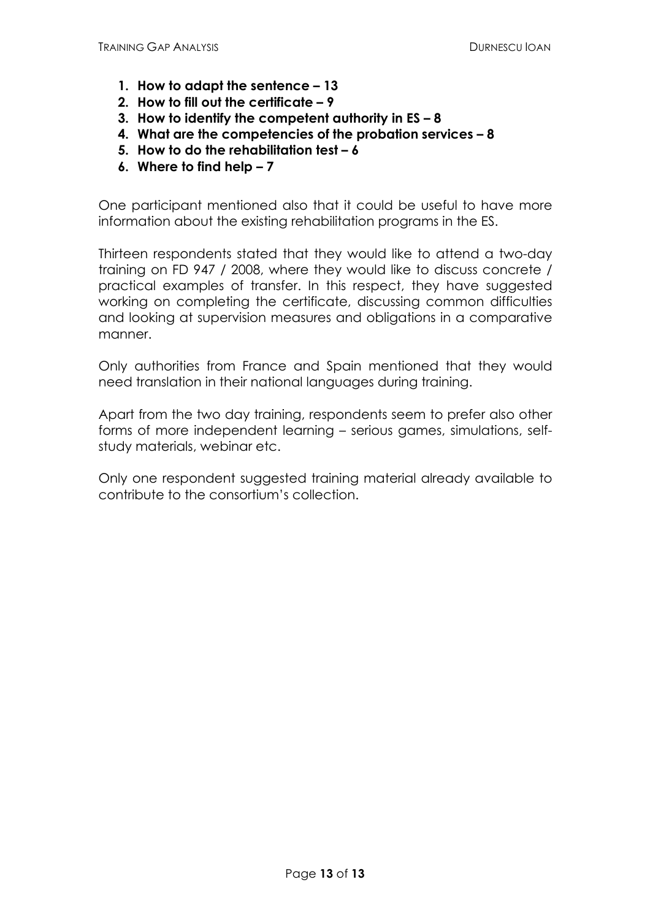1. **How to adapt the sentence – 13**
2. **How to fill out the certificate – 9**
3. **How to identify the competent authority in ES – 8**
4. **What are the competencies of the probation services – 8**
5. **How to do the rehabilitation test – 6**
6. **Where to find help – 7**

One participant mentioned also that it could be useful to have more information about the existing rehabilitation programs in the ES.

Thirteen respondents stated that they would like to attend a two-day training on FD 947 / 2008, where they would like to discuss concrete / practical examples of transfer. In this respect, they have suggested working on completing the certificate, discussing common difficulties and looking at supervision measures and obligations in a comparative manner.

Only authorities from France and Spain mentioned that they would need translation in their national languages during training.

Apart from the two day training, respondents seem to prefer also other forms of more independent learning – serious games, simulations, self-study materials, webinar etc.

Only one respondent suggested training material already available to contribute to the consortium's collection.